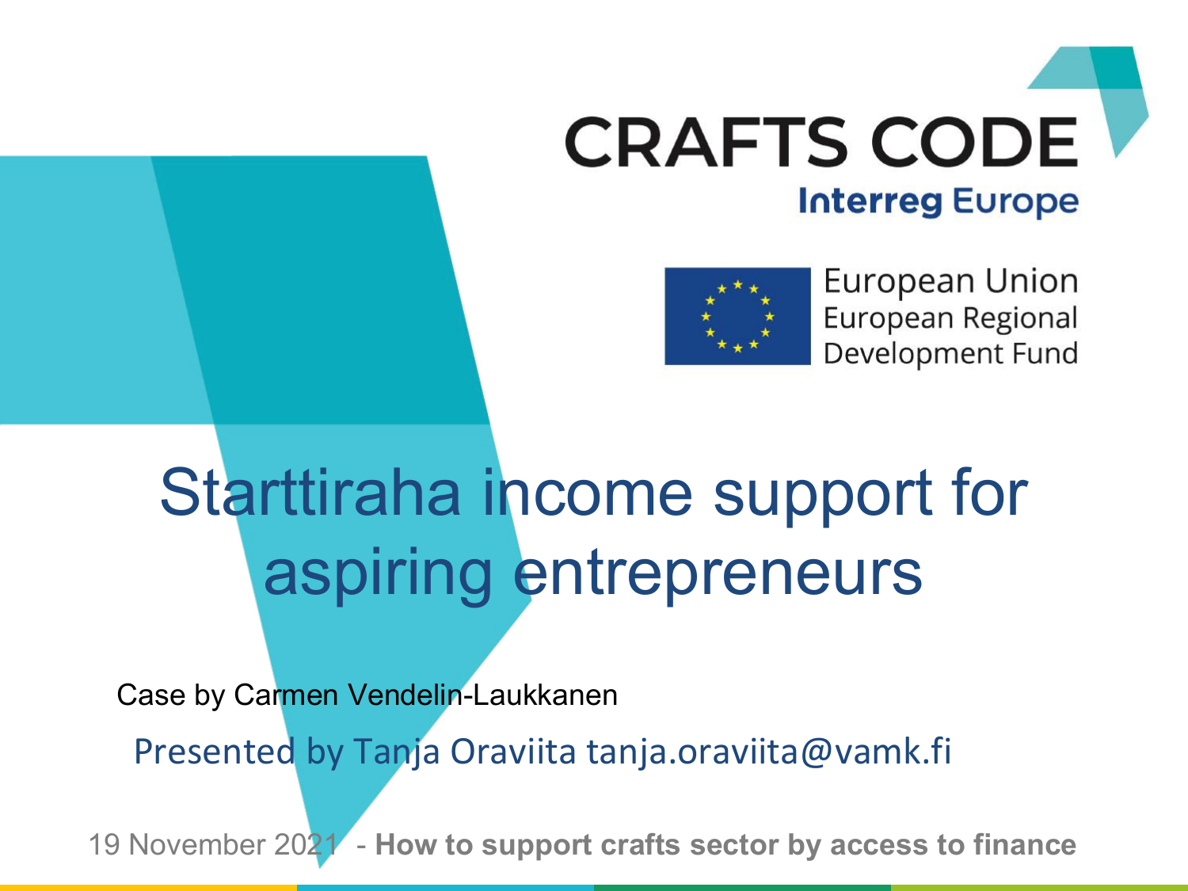CRAFTS CODE

Interreg Europe

European Union
European Regional
Development Fund

# Starttiraha income support for aspiring entrepreneurs

Case by Carmen Vendelin-Laukkanen

Presented by Tanja Oraviita tanja.oraviita@vamk.fi

19 November 2021 - **How to support crafts sector by access to finance**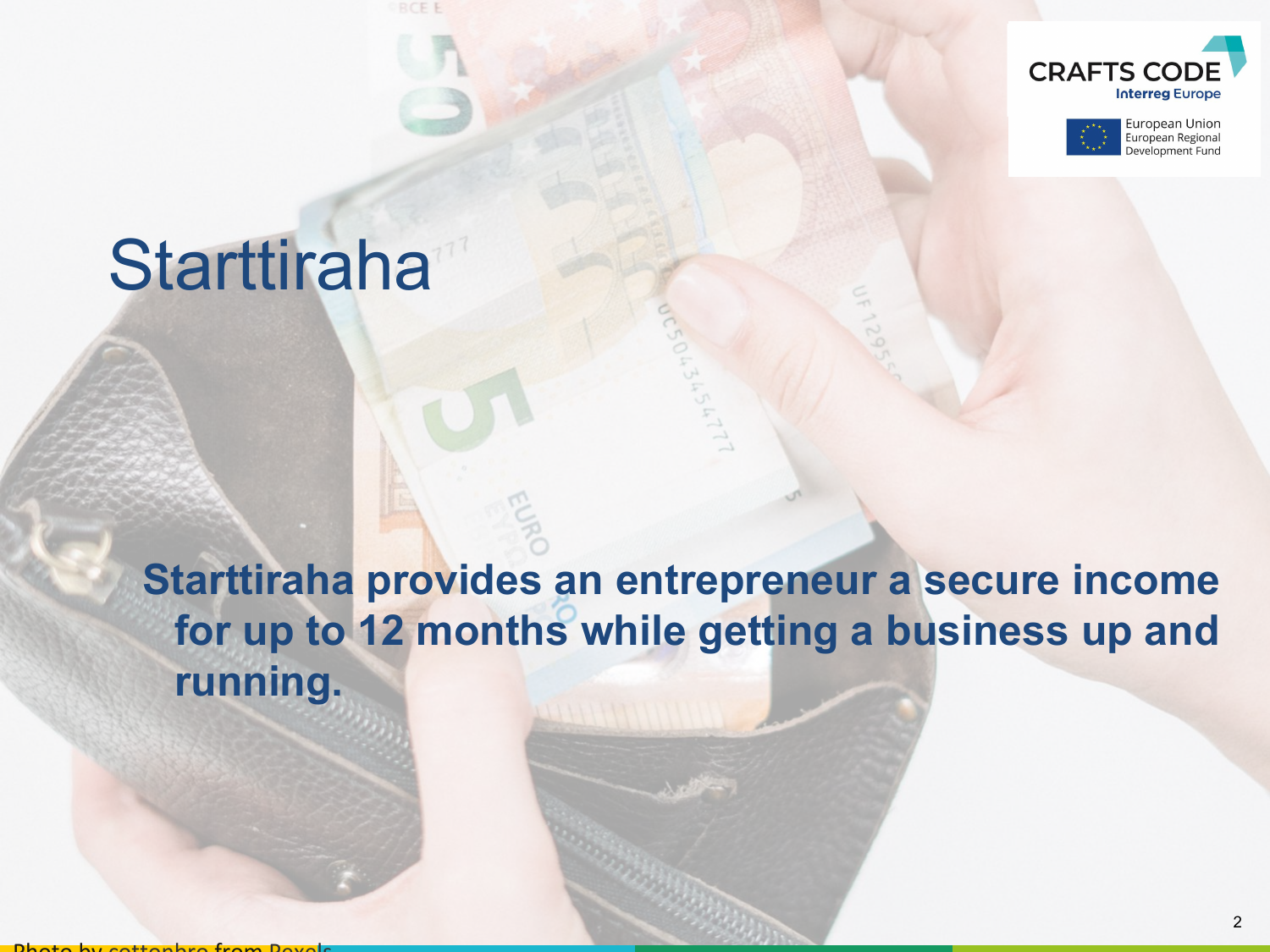# Starttiraha

**Starttiraha provides an entrepreneur a secure income for up to 12 months while getting a business up and running.**

Photo by cottonbro from Pexels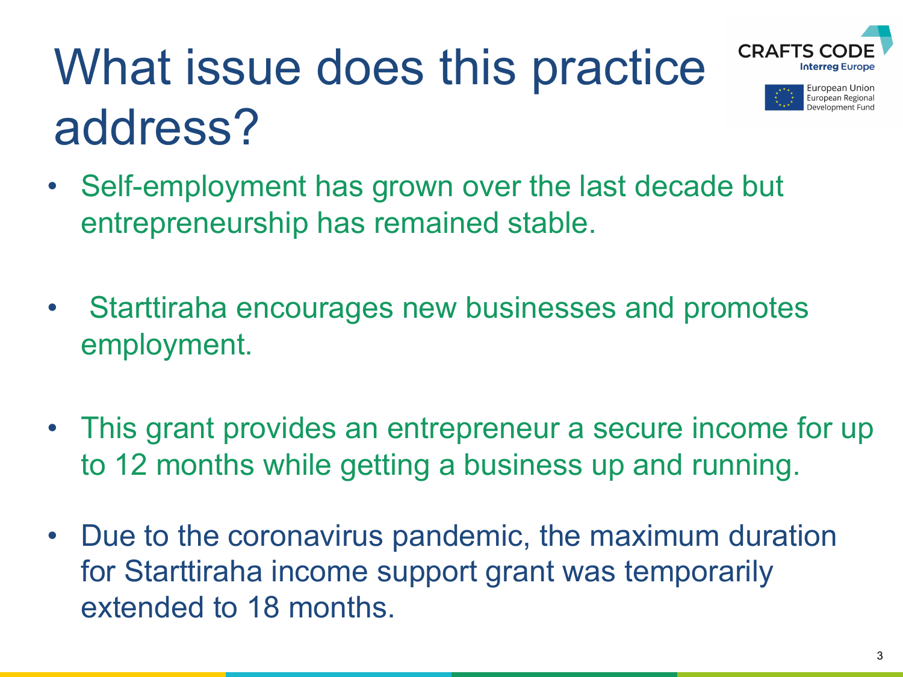# What issue does this practice address?

- Self-employment has grown over the last decade but entrepreneurship has remained stable.
- Starttiraha encourages new businesses and promotes employment.
- This grant provides an entrepreneur a secure income for up to 12 months while getting a business up and running.
- Due to the coronavirus pandemic, the maximum duration for Starttiraha income support grant was temporarily extended to 18 months.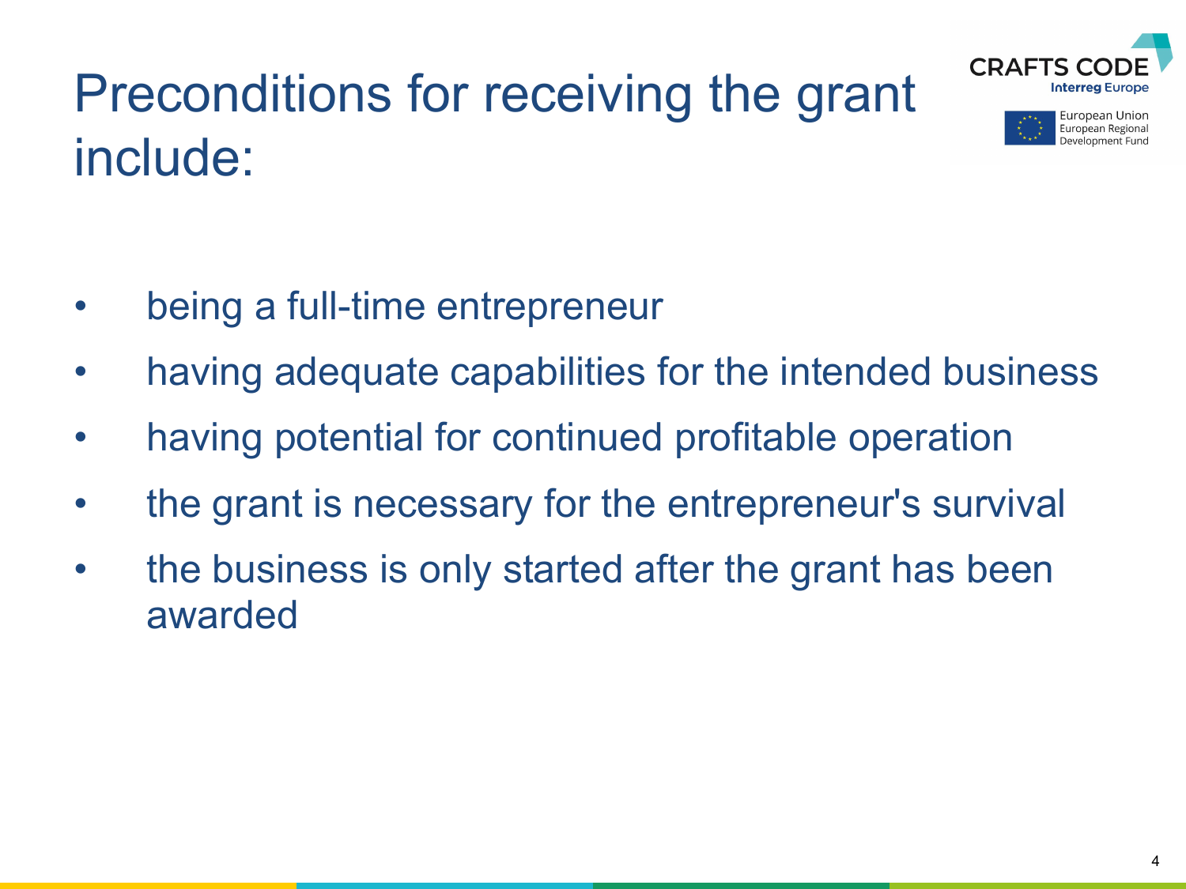# Preconditions for receiving the grant include:

- being a full-time entrepreneur
- having adequate capabilities for the intended business
- having potential for continued profitable operation
- the grant is necessary for the entrepreneur's survival
- the business is only started after the grant has been awarded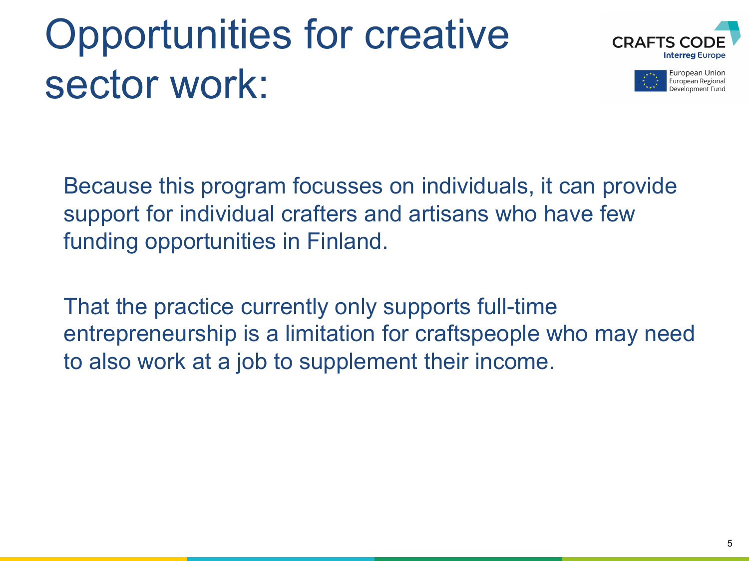# Opportunities for creative sector work:

Because this program focusses on individuals, it can provide support for individual crafters and artisans who have few funding opportunities in Finland.

That the practice currently only supports full-time entrepreneurship is a limitation for craftspeople who may need to also work at a job to supplement their income.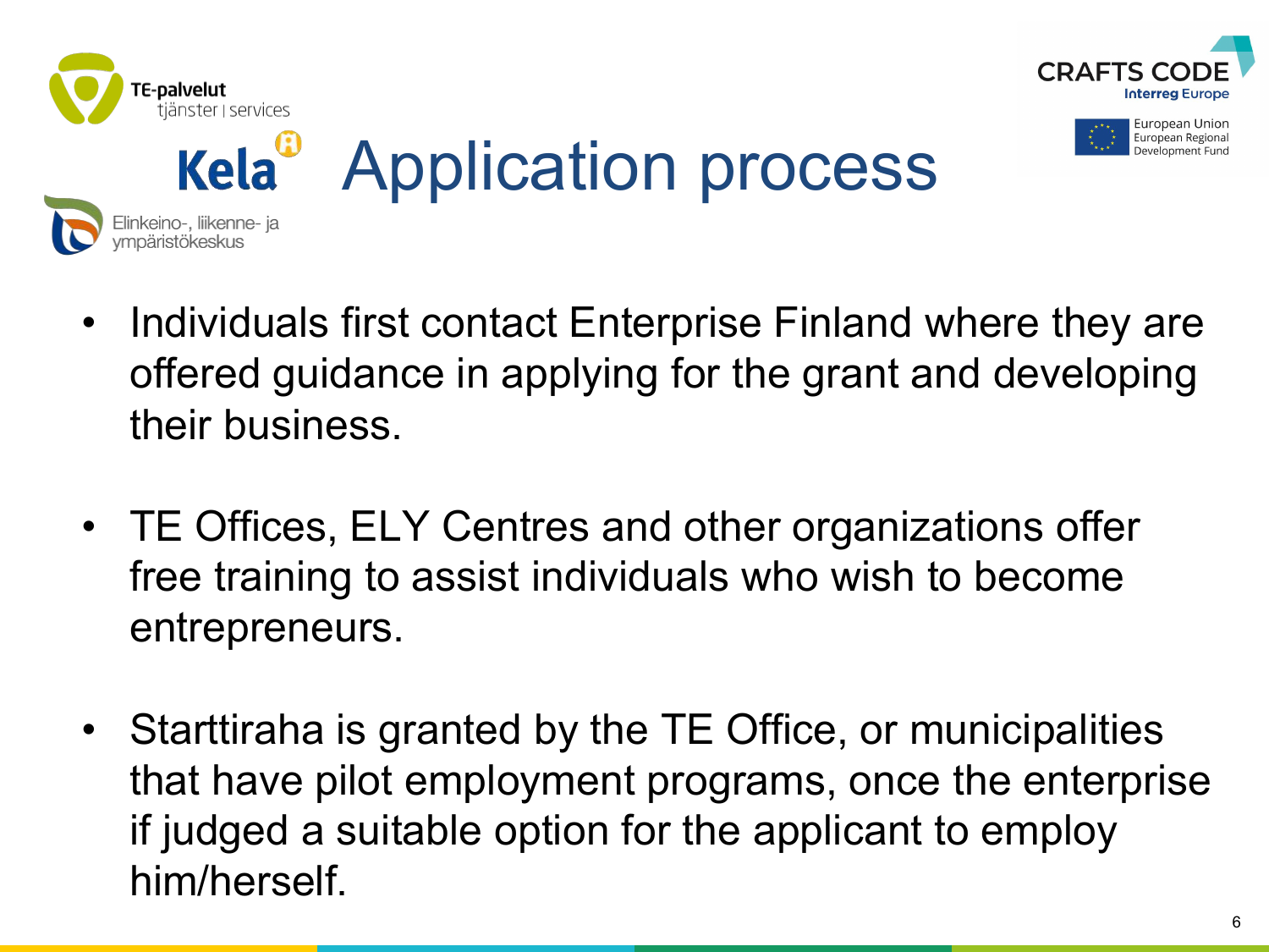# Application process

- Individuals first contact Enterprise Finland where they are offered guidance in applying for the grant and developing their business.
- TE Offices, ELY Centres and other organizations offer free training to assist individuals who wish to become entrepreneurs.
- Starttiraha is granted by the TE Office, or municipalities that have pilot employment programs, once the enterprise if judged a suitable option for the applicant to employ him/herself.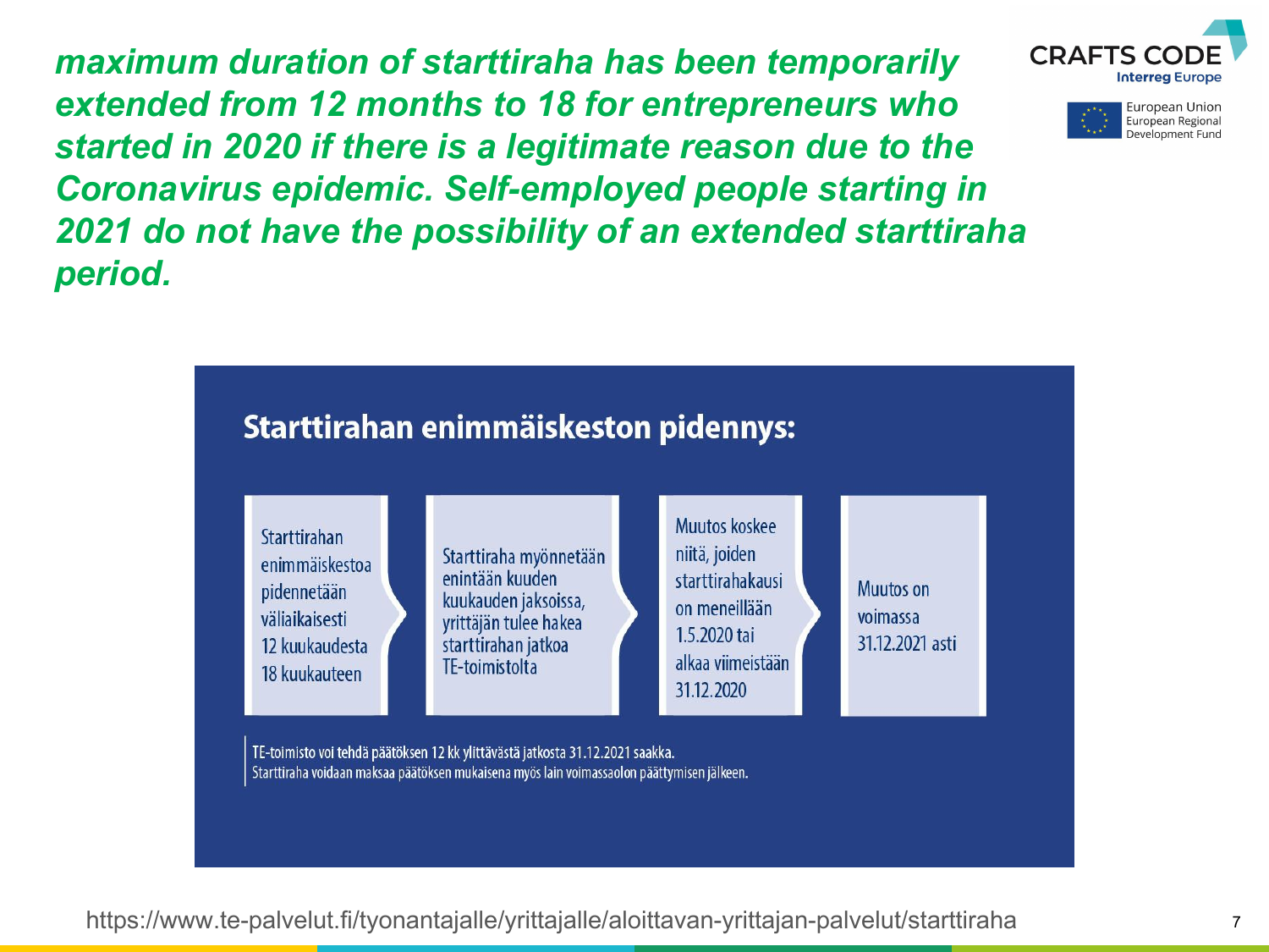***maximum duration of starttiraha has been temporarily extended from 12 months to 18 for entrepreneurs who started in 2020 if there is a legitimate reason due to the Coronavirus epidemic. Self-employed people starting in 2021 do not have the possibility of an extended starttiraha period.***

## Starttirahan enimmäiskeston pidennys:

Starttirahan enimmäiskestoa pidennetään väliaikaisesti 12 kuukaudesta 18 kuukauteen

Starttiraha myönnetään enintään kuuden kuukauden jaksoissa, yrittäjän tulee hakea starttirahan jatkoa TE-toimistolta

Muutos koskee niitä, joiden starttirahakausi on meneillään 1.5.2020 tai alkaa viimeistään 31.12.2020

Muutos on voimassa 31.12.2021 asti

TE-toimisto voi tehdä päätöksen 12 kk ylittävästä jatkosta 31.12.2021 saakka.
Starttiraha voidaan maksaa päätöksen mukaisena myös lain voimassaolon päättymisen jälkeen.

https://www.te-palvelut.fi/tyonantajalle/yrittajalle/aloittavan-yrittajan-palvelut/starttiraha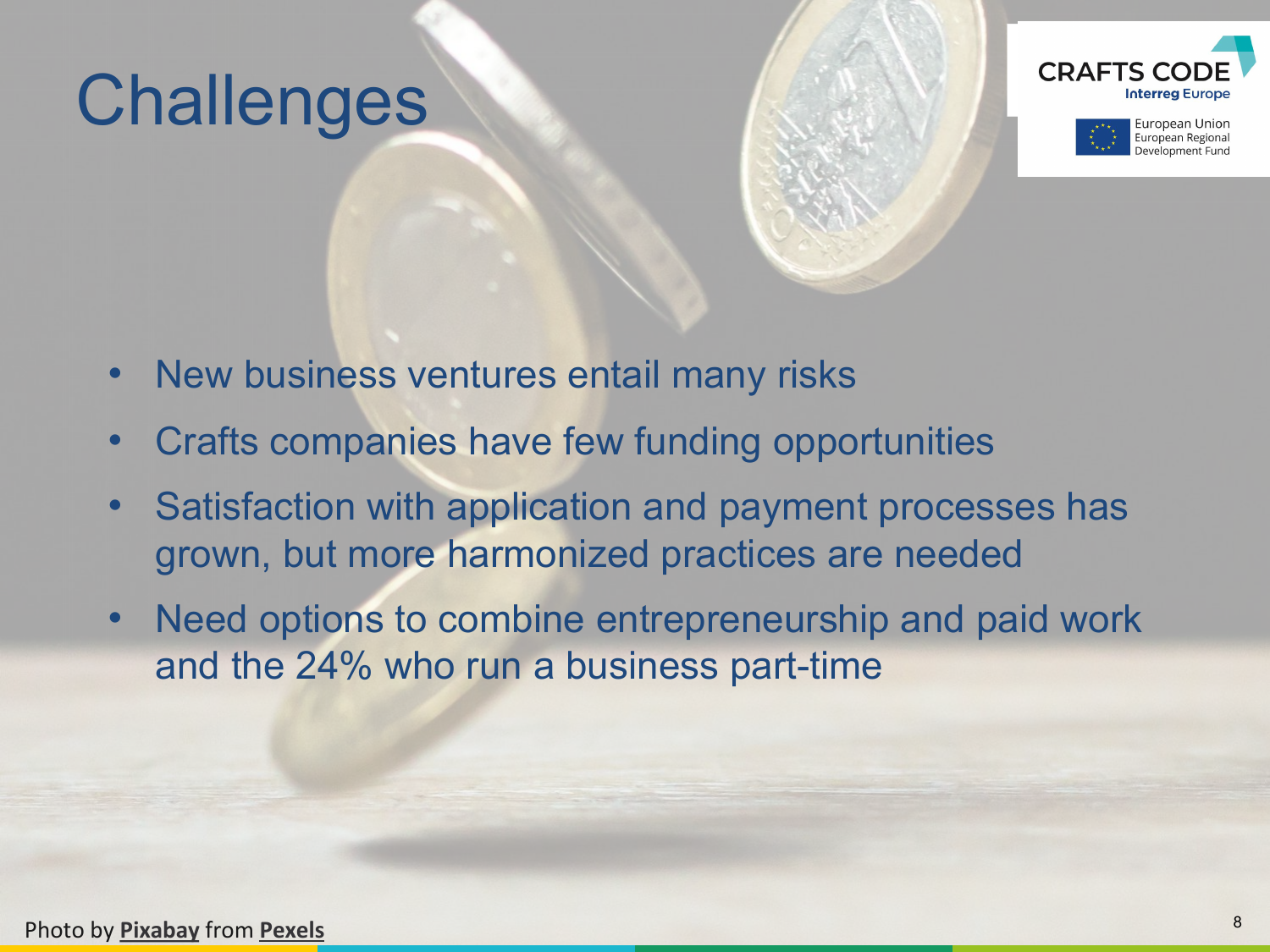# Challenges

- New business ventures entail many risks
- Crafts companies have few funding opportunities
- Satisfaction with application and payment processes has grown, but more harmonized practices are needed
- Need options to combine entrepreneurship and paid work and the 24% who run a business part-time

Photo by **Pixabay** from **Pexels**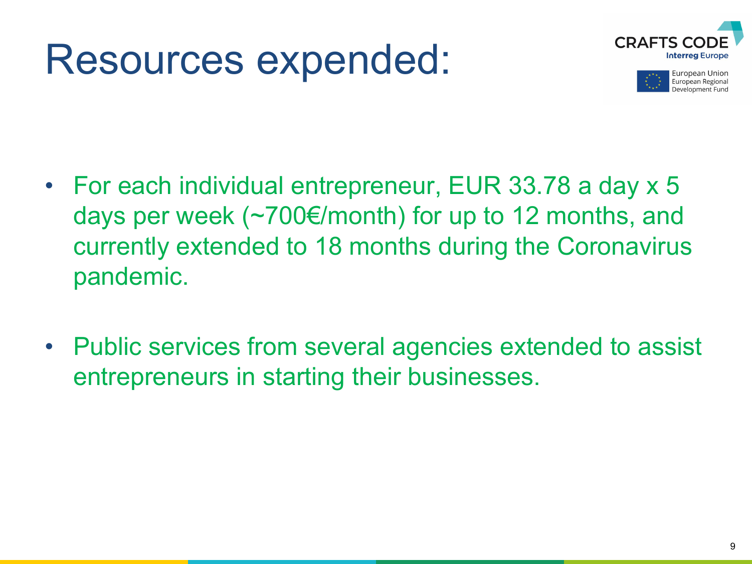# Resources expended:

- For each individual entrepreneur, EUR 33.78 a day x 5 days per week (~700€/month) for up to 12 months, and currently extended to 18 months during the Coronavirus pandemic.

- Public services from several agencies extended to assist entrepreneurs in starting their businesses.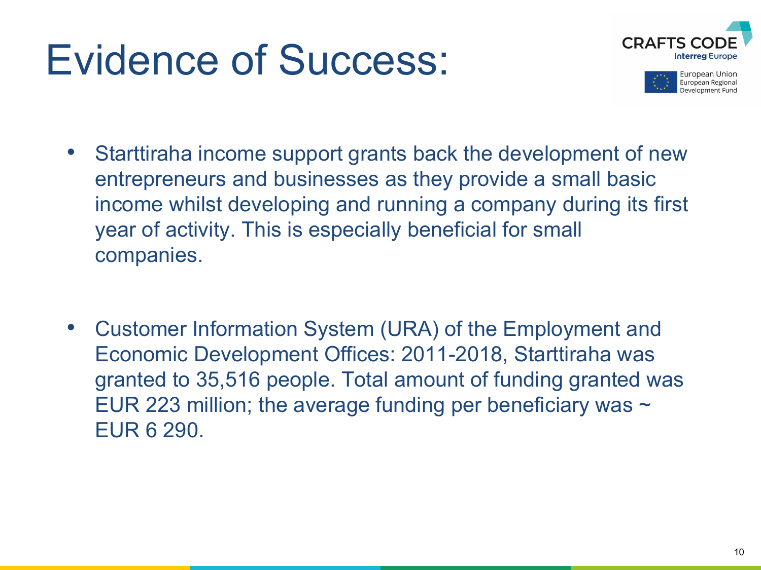# Evidence of Success:

- Starttiraha income support grants back the development of new entrepreneurs and businesses as they provide a small basic income whilst developing and running a company during its first year of activity. This is especially beneficial for small companies.

- Customer Information System (URA) of the Employment and Economic Development Offices: 2011-2018, Starttiraha was granted to 35,516 people. Total amount of funding granted was EUR 223 million; the average funding per beneficiary was ~ EUR 6 290.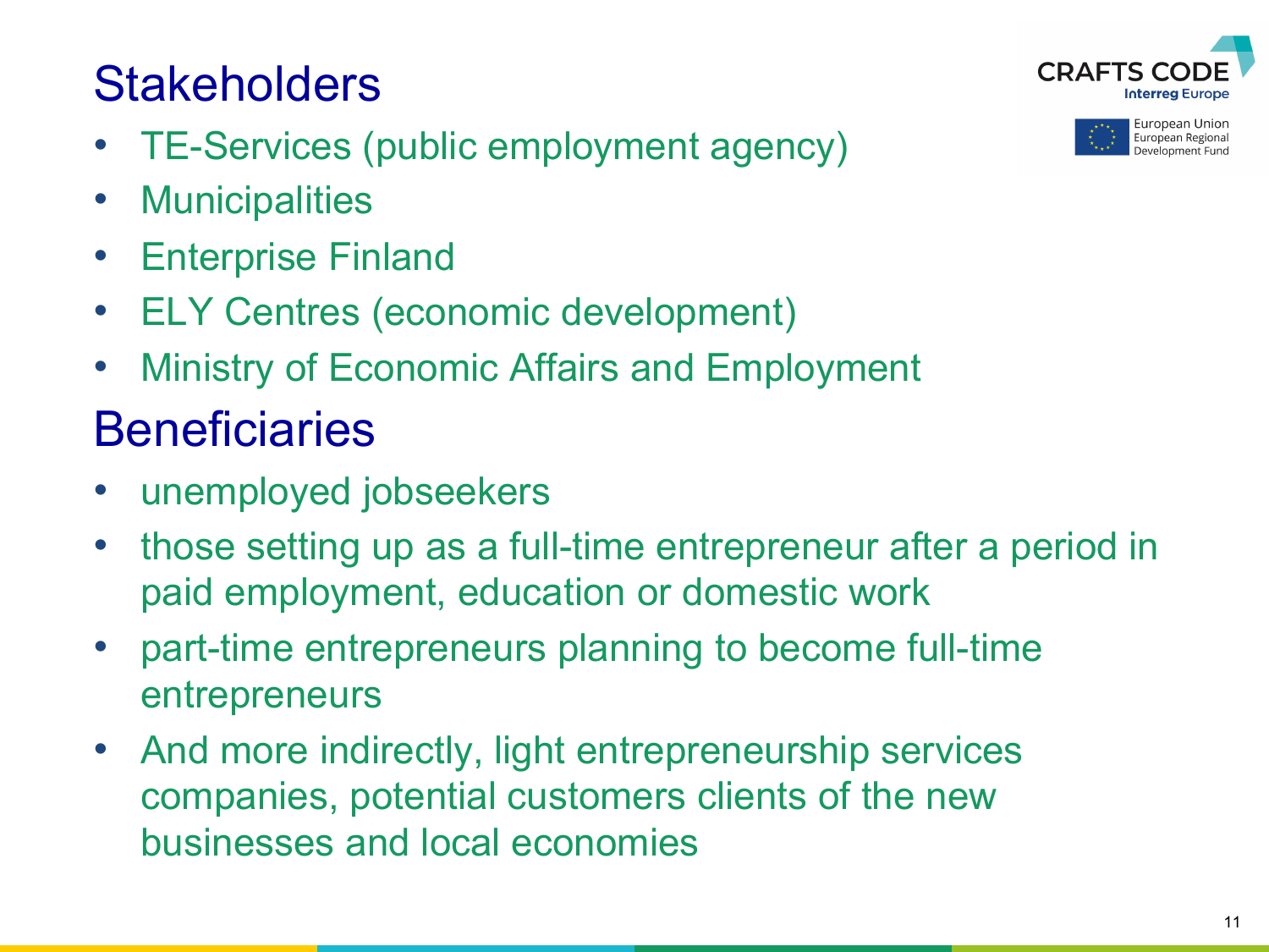## Stakeholders

- TE-Services (public employment agency)
- Municipalities
- Enterprise Finland
- ELY Centres (economic development)
- Ministry of Economic Affairs and Employment

## Beneficiaries

- unemployed jobseekers
- those setting up as a full-time entrepreneur after a period in paid employment, education or domestic work
- part-time entrepreneurs planning to become full-time entrepreneurs
- And more indirectly, light entrepreneurship services companies, potential customers clients of the new businesses and local economies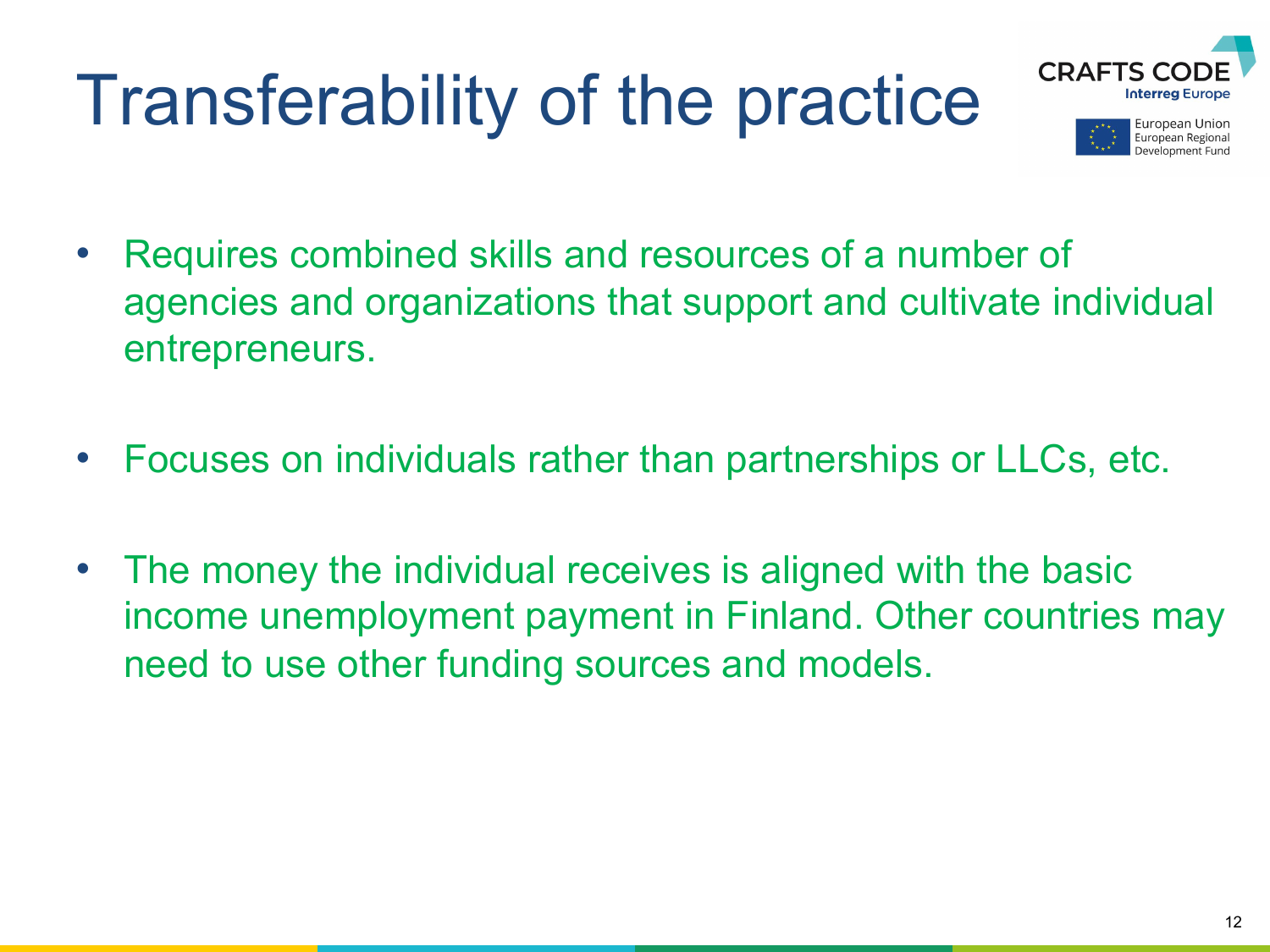# Transferability of the practice

- Requires combined skills and resources of a number of agencies and organizations that support and cultivate individual entrepreneurs.

- Focuses on individuals rather than partnerships or LLCs, etc.

- The money the individual receives is aligned with the basic income unemployment payment in Finland. Other countries may need to use other funding sources and models.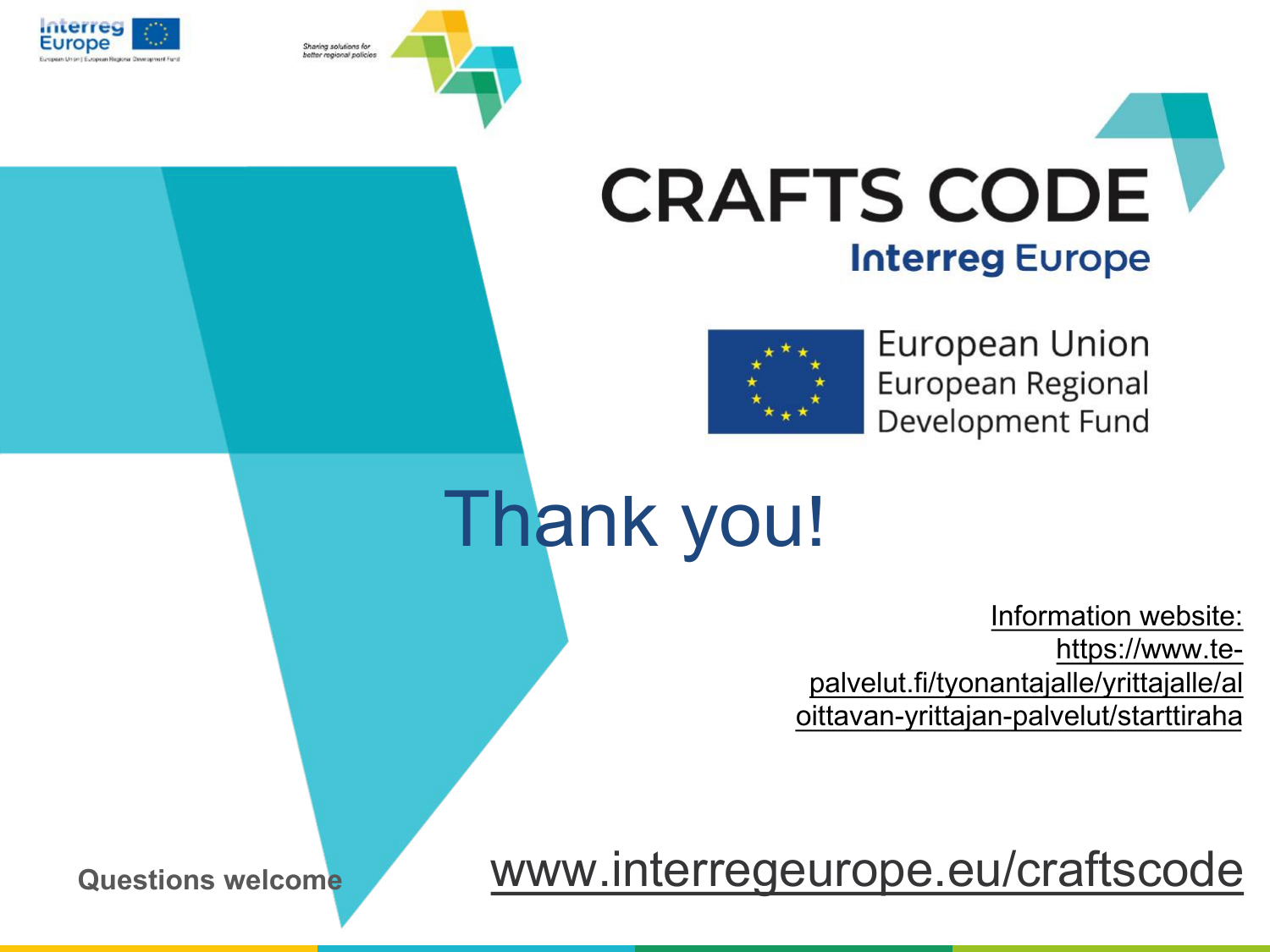Sharing solutions for better regional policies

# CRAFTS CODE

Interreg Europe

European Union
European Regional
Development Fund

# Thank you!

Information website:
https://www.te-palvelut.fi/tyonantajalle/yrittajalle/aloittavan-yrittajan-palvelut/starttiraha

**Questions welcome**

www.interregeurope.eu/craftscode